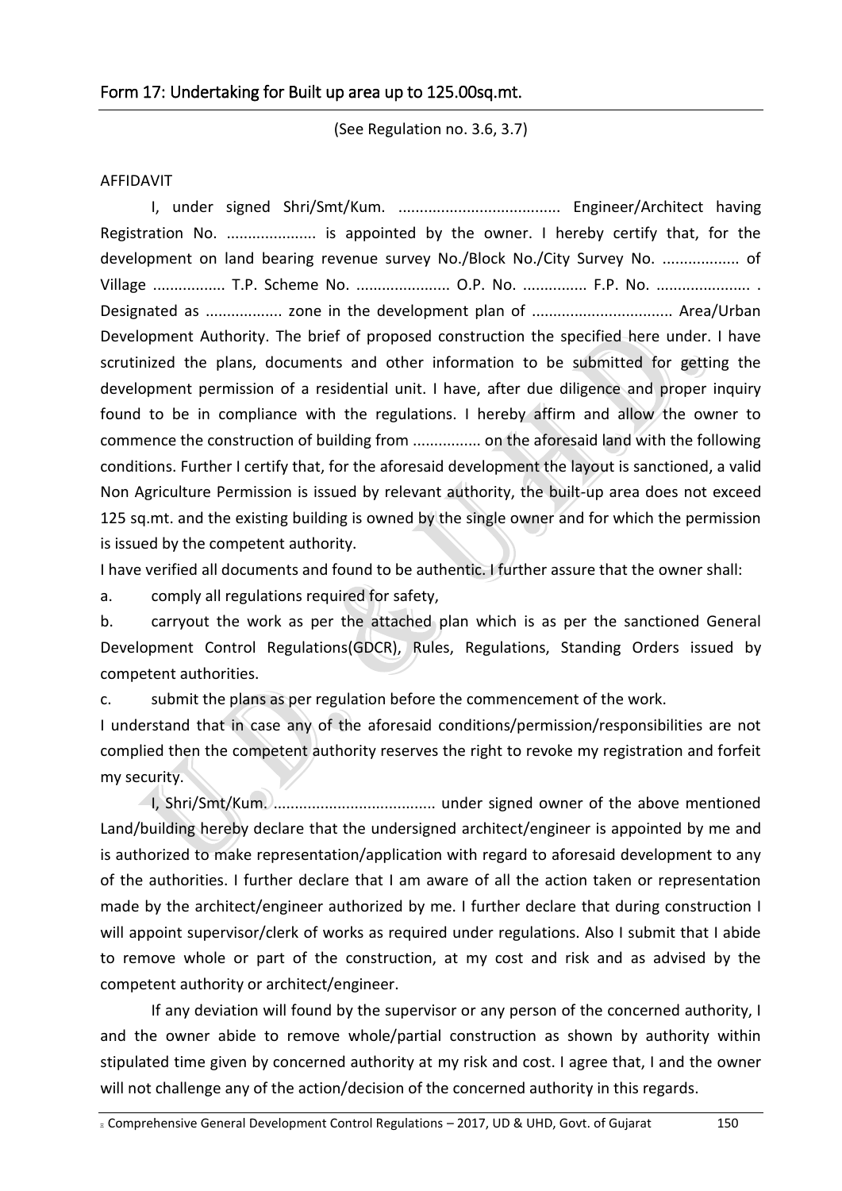## Form 17: Undertaking for Built up area up to 125.00sq.mt.

(See Regulation no. 3.6, 3.7)

AFFIDAVIT

I, under signed Shri/Smt/Kum. ...................................... Engineer/Architect having Registration No. .................... is appointed by the owner. I hereby certify that, for the development on land bearing revenue survey No./Block No./City Survey No. .................. of Village ................. T.P. Scheme No. ...................... O.P. No. ............... F.P. No. ...................... . Designated as .................. zone in the development plan of ................................ Area/Urban Development Authority. The brief of proposed construction the specified here under. I have scrutinized the plans, documents and other information to be submitted for getting the development permission of a residential unit. I have, after due diligence and proper inquiry found to be in compliance with the regulations. I hereby affirm and allow the owner to commence the construction of building from ................ on the aforesaid land with the following conditions. Further I certify that, for the aforesaid development the layout is sanctioned, a valid Non Agriculture Permission is issued by relevant authority, the built-up area does not exceed 125 sq.mt. and the existing building is owned by the single owner and for which the permission is issued by the competent authority.

I have verified all documents and found to be authentic. I further assure that the owner shall:

a. comply all regulations required for safety,

b. carryout the work as per the attached plan which is as per the sanctioned General Development Control Regulations(GDCR), Rules, Regulations, Standing Orders issued by competent authorities.

c. submit the plans as per regulation before the commencement of the work.

I understand that in case any of the aforesaid conditions/permission/responsibilities are not complied then the competent authority reserves the right to revoke my registration and forfeit my security.

I, Shri/Smt/Kum. ...................................... under signed owner of the above mentioned Land/building hereby declare that the undersigned architect/engineer is appointed by me and is authorized to make representation/application with regard to aforesaid development to any of the authorities. I further declare that I am aware of all the action taken or representation made by the architect/engineer authorized by me. I further declare that during construction I will appoint supervisor/clerk of works as required under regulations. Also I submit that I abide to remove whole or part of the construction, at my cost and risk and as advised by the competent authority or architect/engineer.

If any deviation will found by the supervisor or any person of the concerned authority, I and the owner abide to remove whole/partial construction as shown by authority within stipulated time given by concerned authority at my risk and cost. I agree that, I and the owner will not challenge any of the action/decision of the concerned authority in this regards.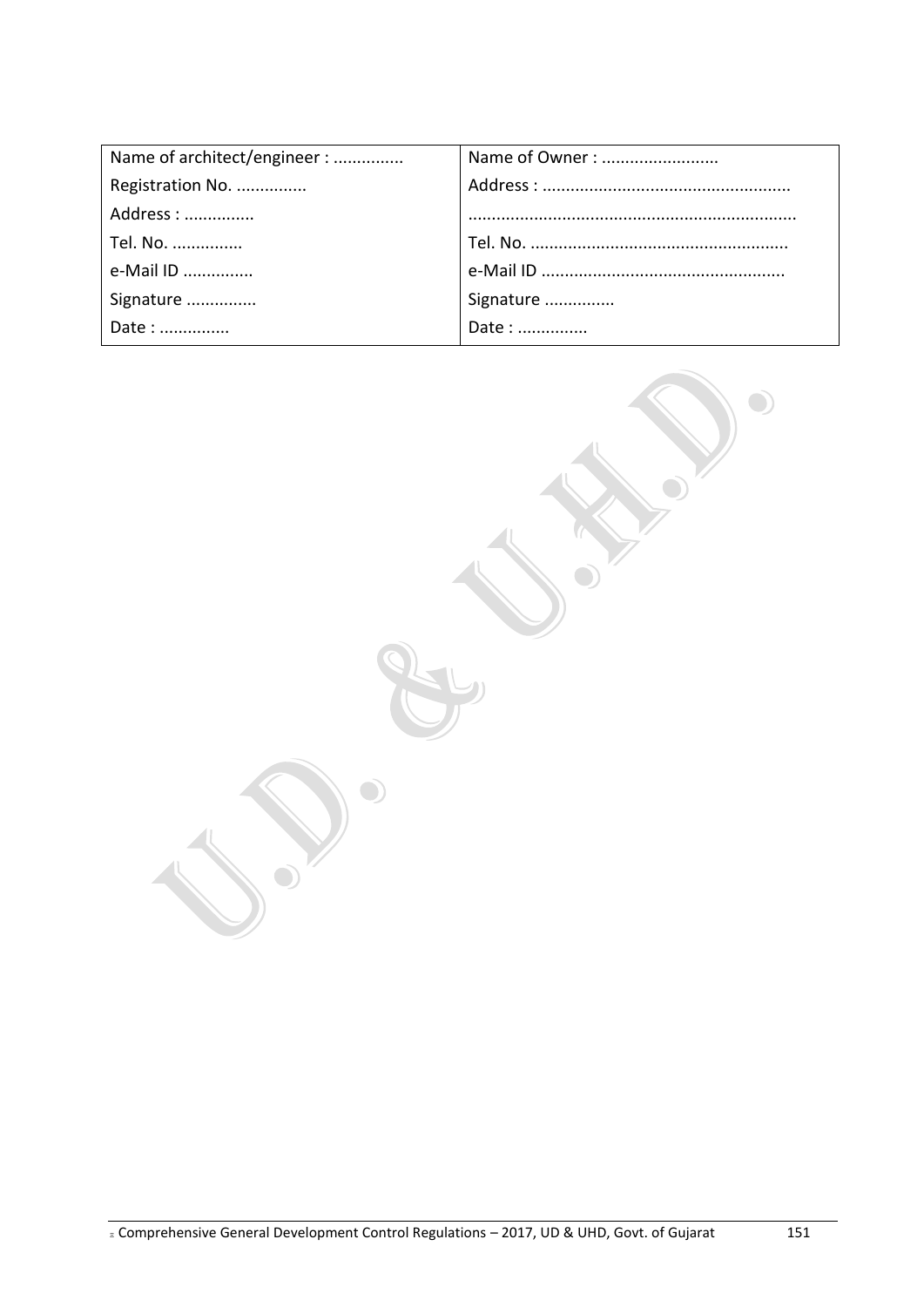| | |
|---|---|
| Name of architect/engineer : ............... | Name of Owner : ......................... |
| Registration No. ............... | Address : .................................................... |
| Address : ............... | ..................................................................... |
| Tel. No. ............... | Tel. No. ...................................................... |
| e-Mail ID ............... | e-Mail ID ................................................... |
| Signature ............... | Signature ............... |
| Date : ............... | Date : ............... |